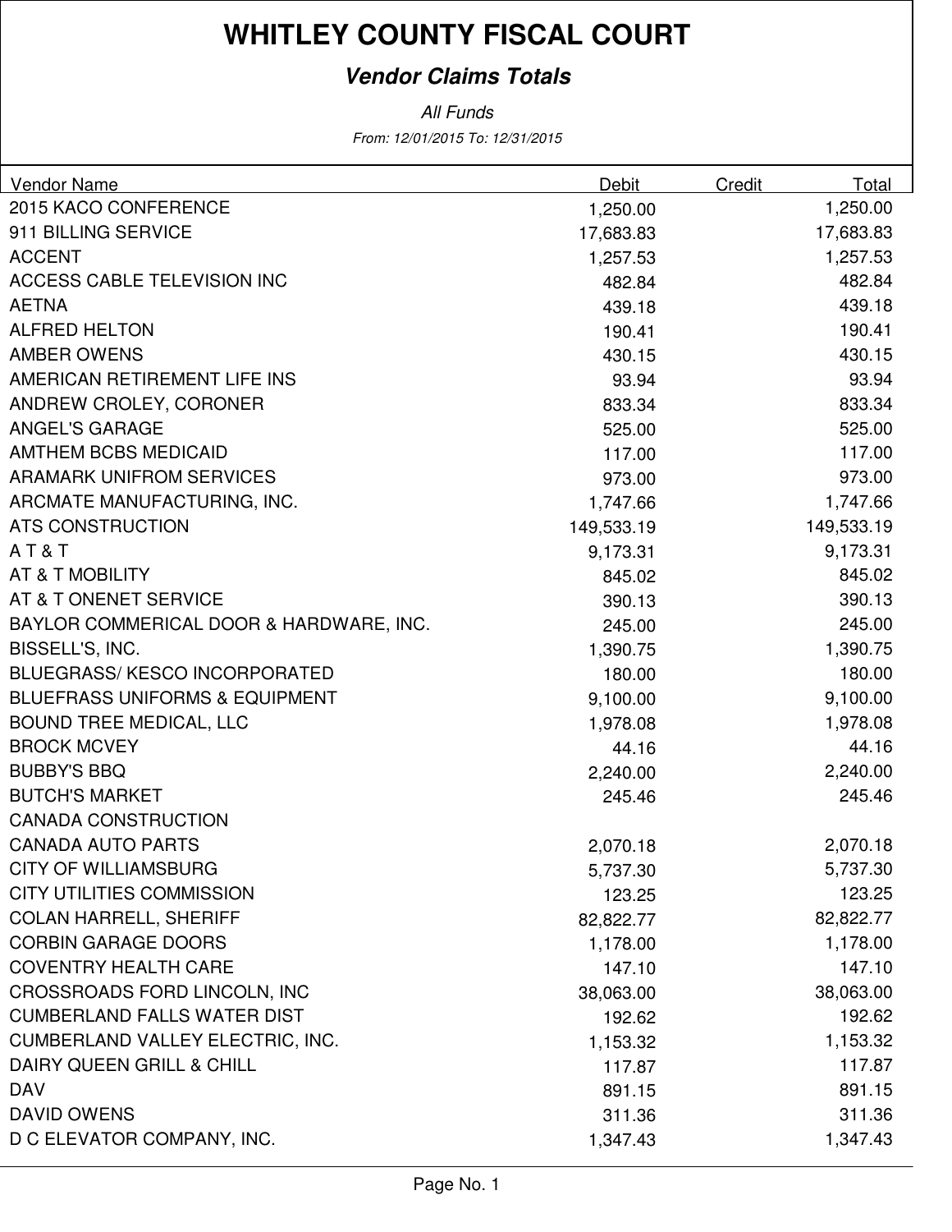# WHITLEY COUNTY FISCAL COURT

## *Vendor Claims Totals*

*All Funds*

*From: 12/01/2015 To: 12/31/2015*

| Vendor Name | Debit | Credit | Total |
|---|---|---|---|
| 2015 KACO CONFERENCE | 1,250.00 | | 1,250.00 |
| 911 BILLING SERVICE | 17,683.83 | | 17,683.83 |
| ACCENT | 1,257.53 | | 1,257.53 |
| ACCESS CABLE TELEVISION INC | 482.84 | | 482.84 |
| AETNA | 439.18 | | 439.18 |
| ALFRED HELTON | 190.41 | | 190.41 |
| AMBER OWENS | 430.15 | | 430.15 |
| AMERICAN RETIREMENT LIFE INS | 93.94 | | 93.94 |
| ANDREW CROLEY, CORONER | 833.34 | | 833.34 |
| ANGEL'S GARAGE | 525.00 | | 525.00 |
| AMTHEM BCBS MEDICAID | 117.00 | | 117.00 |
| ARAMARK UNIFROM SERVICES | 973.00 | | 973.00 |
| ARCMATE MANUFACTURING, INC. | 1,747.66 | | 1,747.66 |
| ATS CONSTRUCTION | 149,533.19 | | 149,533.19 |
| A T & T | 9,173.31 | | 9,173.31 |
| AT & T MOBILITY | 845.02 | | 845.02 |
| AT & T ONENET SERVICE | 390.13 | | 390.13 |
| BAYLOR COMMERICAL DOOR & HARDWARE, INC. | 245.00 | | 245.00 |
| BISSELL'S, INC. | 1,390.75 | | 1,390.75 |
| BLUEGRASS/ KESCO INCORPORATED | 180.00 | | 180.00 |
| BLUEFRASS UNIFORMS & EQUIPMENT | 9,100.00 | | 9,100.00 |
| BOUND TREE MEDICAL, LLC | 1,978.08 | | 1,978.08 |
| BROCK MCVEY | 44.16 | | 44.16 |
| BUBBY'S BBQ | 2,240.00 | | 2,240.00 |
| BUTCH'S MARKET | 245.46 | | 245.46 |
| CANADA CONSTRUCTION | | | |
| CANADA AUTO PARTS | 2,070.18 | | 2,070.18 |
| CITY OF WILLIAMSBURG | 5,737.30 | | 5,737.30 |
| CITY UTILITIES COMMISSION | 123.25 | | 123.25 |
| COLAN HARRELL, SHERIFF | 82,822.77 | | 82,822.77 |
| CORBIN GARAGE DOORS | 1,178.00 | | 1,178.00 |
| COVENTRY HEALTH CARE | 147.10 | | 147.10 |
| CROSSROADS FORD LINCOLN, INC | 38,063.00 | | 38,063.00 |
| CUMBERLAND FALLS WATER DIST | 192.62 | | 192.62 |
| CUMBERLAND VALLEY ELECTRIC, INC. | 1,153.32 | | 1,153.32 |
| DAIRY QUEEN GRILL & CHILL | 117.87 | | 117.87 |
| DAV | 891.15 | | 891.15 |
| DAVID OWENS | 311.36 | | 311.36 |
| D C ELEVATOR COMPANY, INC. | 1,347.43 | | 1,347.43 |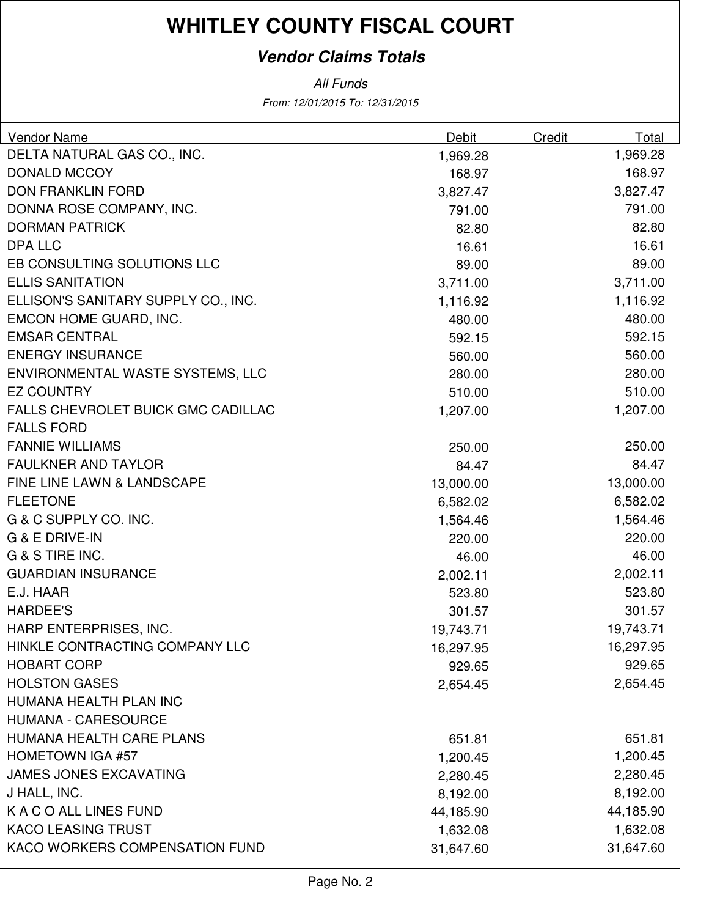# WHITLEY COUNTY FISCAL COURT

***Vendor Claims Totals***

*All Funds*

*From: 12/01/2015 To: 12/31/2015*

| Vendor Name | Debit | Credit | Total |
|---|---|---|---|
| DELTA NATURAL GAS CO., INC. | 1,969.28 | | 1,969.28 |
| DONALD MCCOY | 168.97 | | 168.97 |
| DON FRANKLIN FORD | 3,827.47 | | 3,827.47 |
| DONNA ROSE COMPANY, INC. | 791.00 | | 791.00 |
| DORMAN PATRICK | 82.80 | | 82.80 |
| DPA LLC | 16.61 | | 16.61 |
| EB CONSULTING SOLUTIONS LLC | 89.00 | | 89.00 |
| ELLIS SANITATION | 3,711.00 | | 3,711.00 |
| ELLISON'S SANITARY SUPPLY CO., INC. | 1,116.92 | | 1,116.92 |
| EMCON HOME GUARD, INC. | 480.00 | | 480.00 |
| EMSAR CENTRAL | 592.15 | | 592.15 |
| ENERGY INSURANCE | 560.00 | | 560.00 |
| ENVIRONMENTAL WASTE SYSTEMS, LLC | 280.00 | | 280.00 |
| EZ COUNTRY | 510.00 | | 510.00 |
| FALLS CHEVROLET BUICK GMC CADILLAC | 1,207.00 | | 1,207.00 |
| FALLS FORD | | | |
| FANNIE WILLIAMS | 250.00 | | 250.00 |
| FAULKNER AND TAYLOR | 84.47 | | 84.47 |
| FINE LINE LAWN & LANDSCAPE | 13,000.00 | | 13,000.00 |
| FLEETONE | 6,582.02 | | 6,582.02 |
| G & C SUPPLY CO. INC. | 1,564.46 | | 1,564.46 |
| G & E DRIVE-IN | 220.00 | | 220.00 |
| G & S TIRE INC. | 46.00 | | 46.00 |
| GUARDIAN INSURANCE | 2,002.11 | | 2,002.11 |
| E.J. HAAR | 523.80 | | 523.80 |
| HARDEE'S | 301.57 | | 301.57 |
| HARP ENTERPRISES, INC. | 19,743.71 | | 19,743.71 |
| HINKLE CONTRACTING COMPANY LLC | 16,297.95 | | 16,297.95 |
| HOBART CORP | 929.65 | | 929.65 |
| HOLSTON GASES | 2,654.45 | | 2,654.45 |
| HUMANA HEALTH PLAN INC | | | |
| HUMANA - CARESOURCE | | | |
| HUMANA HEALTH CARE PLANS | 651.81 | | 651.81 |
| HOMETOWN IGA #57 | 1,200.45 | | 1,200.45 |
| JAMES JONES EXCAVATING | 2,280.45 | | 2,280.45 |
| J HALL, INC. | 8,192.00 | | 8,192.00 |
| K A C O ALL LINES FUND | 44,185.90 | | 44,185.90 |
| KACO LEASING TRUST | 1,632.08 | | 1,632.08 |
| KACO WORKERS COMPENSATION FUND | 31,647.60 | | 31,647.60 |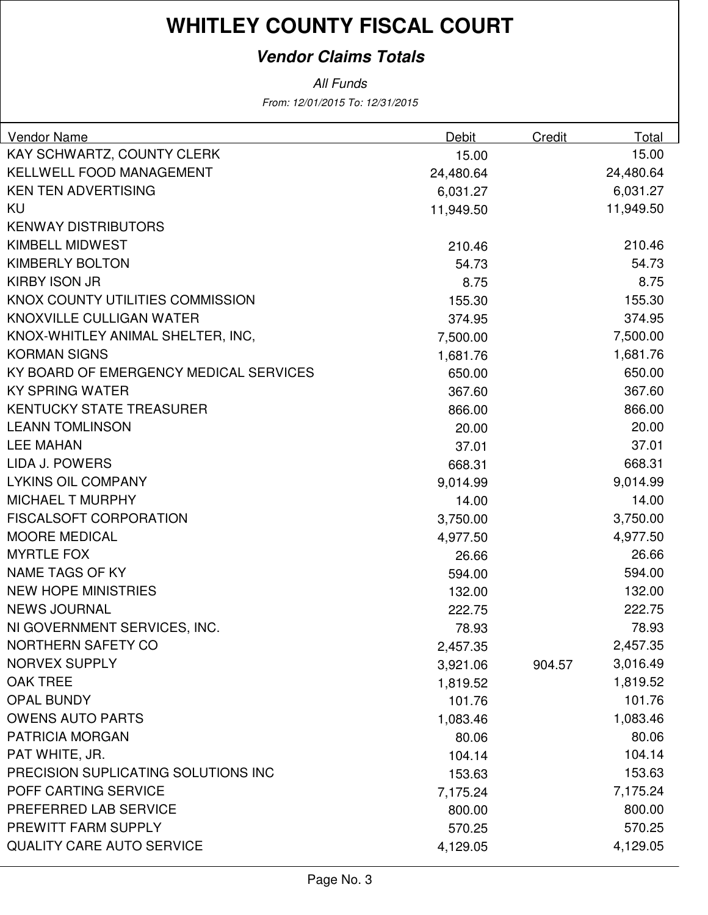# WHITLEY COUNTY FISCAL COURT

## *Vendor Claims Totals*

*All Funds*

*From: 12/01/2015 To: 12/31/2015*

| Vendor Name | Debit | Credit | Total |
|---|---|---|---|
| KAY SCHWARTZ, COUNTY CLERK | 15.00 | | 15.00 |
| KELLWELL FOOD MANAGEMENT | 24,480.64 | | 24,480.64 |
| KEN TEN ADVERTISING | 6,031.27 | | 6,031.27 |
| KU | 11,949.50 | | 11,949.50 |
| KENWAY DISTRIBUTORS | | | |
| KIMBELL MIDWEST | 210.46 | | 210.46 |
| KIMBERLY BOLTON | 54.73 | | 54.73 |
| KIRBY ISON JR | 8.75 | | 8.75 |
| KNOX COUNTY UTILITIES COMMISSION | 155.30 | | 155.30 |
| KNOXVILLE CULLIGAN WATER | 374.95 | | 374.95 |
| KNOX-WHITLEY ANIMAL SHELTER, INC, | 7,500.00 | | 7,500.00 |
| KORMAN SIGNS | 1,681.76 | | 1,681.76 |
| KY BOARD OF EMERGENCY MEDICAL SERVICES | 650.00 | | 650.00 |
| KY SPRING WATER | 367.60 | | 367.60 |
| KENTUCKY STATE TREASURER | 866.00 | | 866.00 |
| LEANN TOMLINSON | 20.00 | | 20.00 |
| LEE MAHAN | 37.01 | | 37.01 |
| LIDA J. POWERS | 668.31 | | 668.31 |
| LYKINS OIL COMPANY | 9,014.99 | | 9,014.99 |
| MICHAEL T MURPHY | 14.00 | | 14.00 |
| FISCALSOFT CORPORATION | 3,750.00 | | 3,750.00 |
| MOORE MEDICAL | 4,977.50 | | 4,977.50 |
| MYRTLE FOX | 26.66 | | 26.66 |
| NAME TAGS OF KY | 594.00 | | 594.00 |
| NEW HOPE MINISTRIES | 132.00 | | 132.00 |
| NEWS JOURNAL | 222.75 | | 222.75 |
| NI GOVERNMENT SERVICES, INC. | 78.93 | | 78.93 |
| NORTHERN SAFETY CO | 2,457.35 | | 2,457.35 |
| NORVEX SUPPLY | 3,921.06 | 904.57 | 3,016.49 |
| OAK TREE | 1,819.52 | | 1,819.52 |
| OPAL BUNDY | 101.76 | | 101.76 |
| OWENS AUTO PARTS | 1,083.46 | | 1,083.46 |
| PATRICIA MORGAN | 80.06 | | 80.06 |
| PAT WHITE, JR. | 104.14 | | 104.14 |
| PRECISION SUPLICATING SOLUTIONS INC | 153.63 | | 153.63 |
| POFF CARTING SERVICE | 7,175.24 | | 7,175.24 |
| PREFERRED LAB SERVICE | 800.00 | | 800.00 |
| PREWITT FARM SUPPLY | 570.25 | | 570.25 |
| QUALITY CARE AUTO SERVICE | 4,129.05 | | 4,129.05 |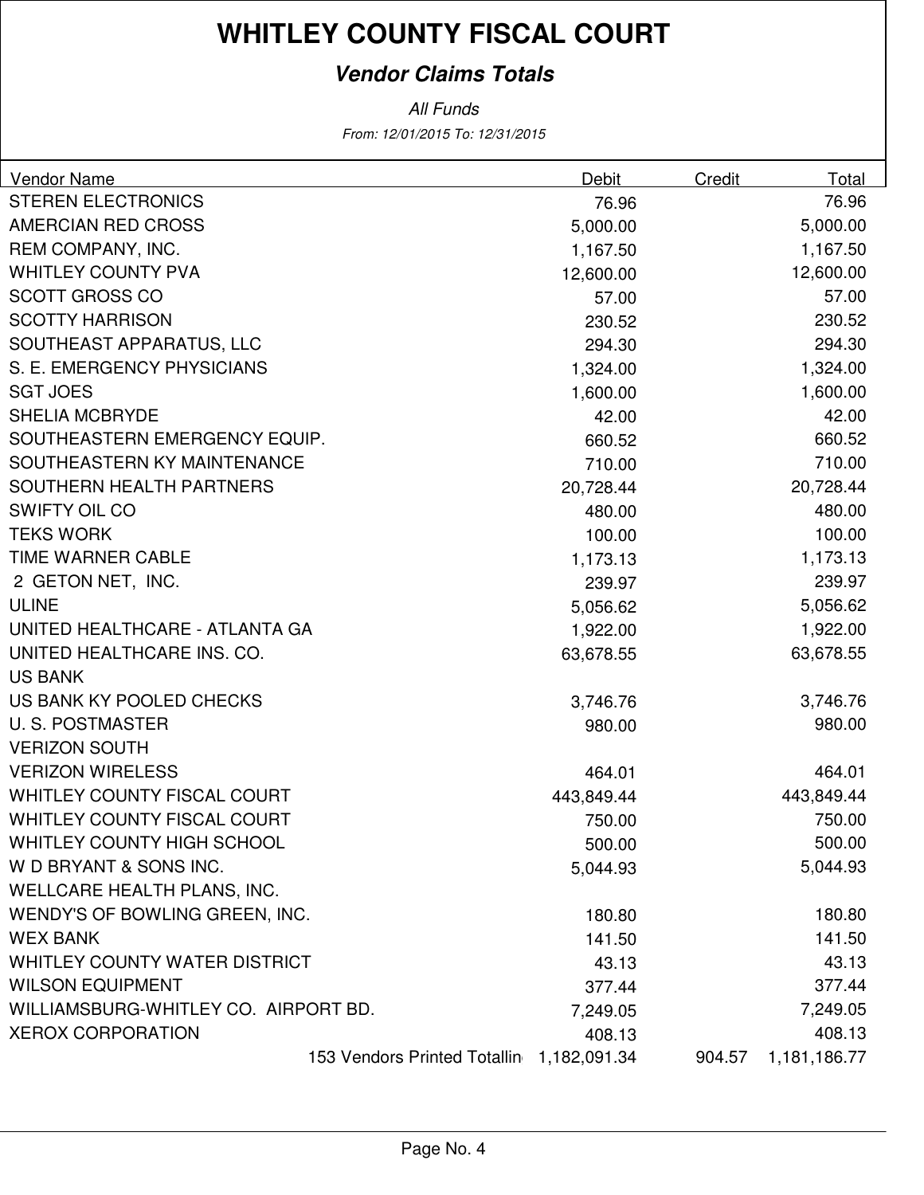# WHITLEY COUNTY FISCAL COURT

## *Vendor Claims Totals*

*All Funds*

*From: 12/01/2015 To: 12/31/2015*

| Vendor Name | Debit | Credit | Total |
|---|---|---|---|
| STEREN ELECTRONICS | 76.96 | | 76.96 |
| AMERCIAN RED CROSS | 5,000.00 | | 5,000.00 |
| REM COMPANY, INC. | 1,167.50 | | 1,167.50 |
| WHITLEY COUNTY PVA | 12,600.00 | | 12,600.00 |
| SCOTT GROSS CO | 57.00 | | 57.00 |
| SCOTTY HARRISON | 230.52 | | 230.52 |
| SOUTHEAST APPARATUS, LLC | 294.30 | | 294.30 |
| S. E. EMERGENCY PHYSICIANS | 1,324.00 | | 1,324.00 |
| SGT JOES | 1,600.00 | | 1,600.00 |
| SHELIA MCBRYDE | 42.00 | | 42.00 |
| SOUTHEASTERN EMERGENCY EQUIP. | 660.52 | | 660.52 |
| SOUTHEASTERN KY MAINTENANCE | 710.00 | | 710.00 |
| SOUTHERN HEALTH PARTNERS | 20,728.44 | | 20,728.44 |
| SWIFTY OIL CO | 480.00 | | 480.00 |
| TEKS WORK | 100.00 | | 100.00 |
| TIME WARNER CABLE | 1,173.13 | | 1,173.13 |
| 2 GETON NET, INC. | 239.97 | | 239.97 |
| ULINE | 5,056.62 | | 5,056.62 |
| UNITED HEALTHCARE - ATLANTA GA | 1,922.00 | | 1,922.00 |
| UNITED HEALTHCARE INS. CO. | 63,678.55 | | 63,678.55 |
| US BANK | | | |
| US BANK KY POOLED CHECKS | 3,746.76 | | 3,746.76 |
| U. S. POSTMASTER | 980.00 | | 980.00 |
| VERIZON SOUTH | | | |
| VERIZON WIRELESS | 464.01 | | 464.01 |
| WHITLEY COUNTY FISCAL COURT | 443,849.44 | | 443,849.44 |
| WHITLEY COUNTY FISCAL COURT | 750.00 | | 750.00 |
| WHITLEY COUNTY HIGH SCHOOL | 500.00 | | 500.00 |
| W D BRYANT & SONS INC. | 5,044.93 | | 5,044.93 |
| WELLCARE HEALTH PLANS, INC. | | | |
| WENDY'S OF BOWLING GREEN, INC. | 180.80 | | 180.80 |
| WEX BANK | 141.50 | | 141.50 |
| WHITLEY COUNTY WATER DISTRICT | 43.13 | | 43.13 |
| WILSON EQUIPMENT | 377.44 | | 377.44 |
| WILLIAMSBURG-WHITLEY CO. AIRPORT BD. | 7,249.05 | | 7,249.05 |
| XEROX CORPORATION | 408.13 | | 408.13 |
| 153 Vendors Printed Totallin | 1,182,091.34 | 904.57 | 1,181,186.77 |